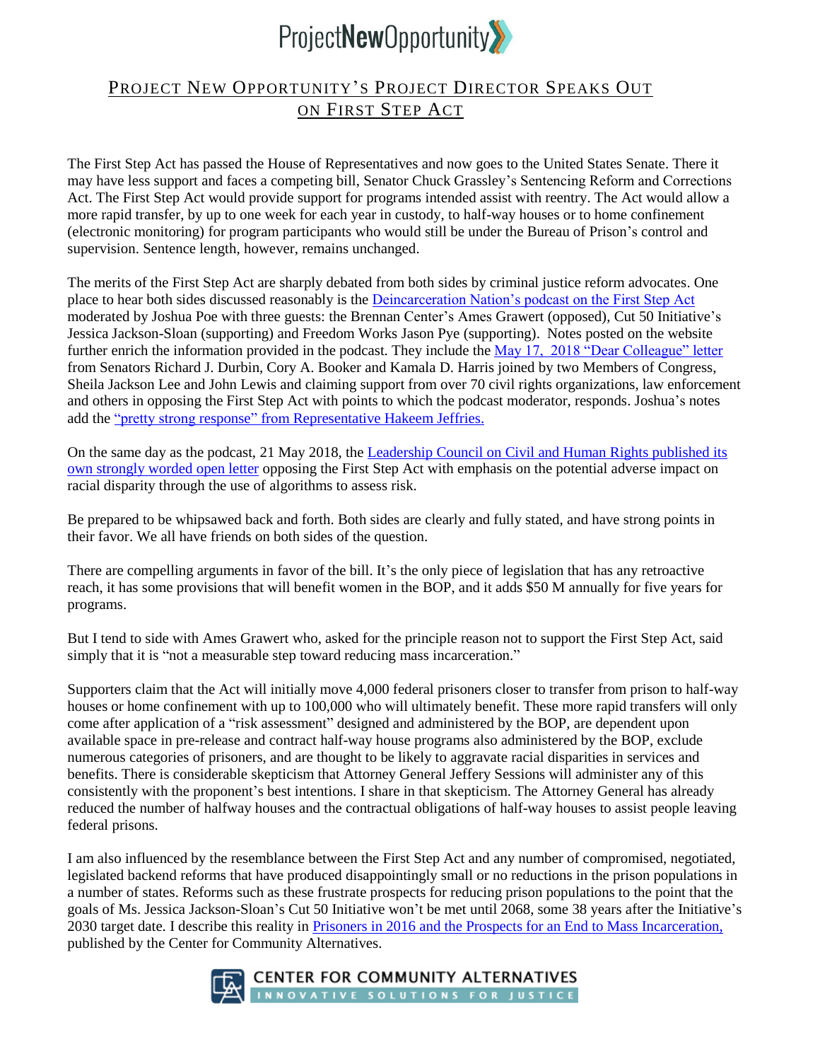ProjectNewOpportunity

## Project New Opportunity's Project Director Speaks Out on First Step Act

The First Step Act has passed the House of Representatives and now goes to the United States Senate. There it may have less support and faces a competing bill, Senator Chuck Grassley's Sentencing Reform and Corrections Act. The First Step Act would provide support for programs intended assist with reentry. The Act would allow a more rapid transfer, by up to one week for each year in custody, to half-way houses or to home confinement (electronic monitoring) for program participants who would still be under the Bureau of Prison's control and supervision. Sentence length, however, remains unchanged.

The merits of the First Step Act are sharply debated from both sides by criminal justice reform advocates. One place to hear both sides discussed reasonably is the Deincarceration Nation's podcast on the First Step Act moderated by Joshua Poe with three guests: the Brennan Center's Ames Grawert (opposed), Cut 50 Initiative's Jessica Jackson-Sloan (supporting) and Freedom Works Jason Pye (supporting). Notes posted on the website further enrich the information provided in the podcast. They include the May 17, 2018 "Dear Colleague" letter from Senators Richard J. Durbin, Cory A. Booker and Kamala D. Harris joined by two Members of Congress, Sheila Jackson Lee and John Lewis and claiming support from over 70 civil rights organizations, law enforcement and others in opposing the First Step Act with points to which the podcast moderator, responds. Joshua's notes add the "pretty strong response" from Representative Hakeem Jeffries.

On the same day as the podcast, 21 May 2018, the Leadership Council on Civil and Human Rights published its own strongly worded open letter opposing the First Step Act with emphasis on the potential adverse impact on racial disparity through the use of algorithms to assess risk.

Be prepared to be whipsawed back and forth. Both sides are clearly and fully stated, and have strong points in their favor. We all have friends on both sides of the question.

There are compelling arguments in favor of the bill. It's the only piece of legislation that has any retroactive reach, it has some provisions that will benefit women in the BOP, and it adds $50 M annually for five years for programs.

But I tend to side with Ames Grawert who, asked for the principle reason not to support the First Step Act, said simply that it is "not a measurable step toward reducing mass incarceration."

Supporters claim that the Act will initially move 4,000 federal prisoners closer to transfer from prison to half-way houses or home confinement with up to 100,000 who will ultimately benefit. These more rapid transfers will only come after application of a "risk assessment" designed and administered by the BOP, are dependent upon available space in pre-release and contract half-way house programs also administered by the BOP, exclude numerous categories of prisoners, and are thought to be likely to aggravate racial disparities in services and benefits. There is considerable skepticism that Attorney General Jeffery Sessions will administer any of this consistently with the proponent's best intentions. I share in that skepticism. The Attorney General has already reduced the number of halfway houses and the contractual obligations of half-way houses to assist people leaving federal prisons.

I am also influenced by the resemblance between the First Step Act and any number of compromised, negotiated, legislated backend reforms that have produced disappointingly small or no reductions in the prison populations in a number of states. Reforms such as these frustrate prospects for reducing prison populations to the point that the goals of Ms. Jessica Jackson-Sloan's Cut 50 Initiative won't be met until 2068, some 38 years after the Initiative's 2030 target date. I describe this reality in Prisoners in 2016 and the Prospects for an End to Mass Incarceration, published by the Center for Community Alternatives.

CENTER FOR COMMUNITY ALTERNATIVES
INNOVATIVE SOLUTIONS FOR JUSTICE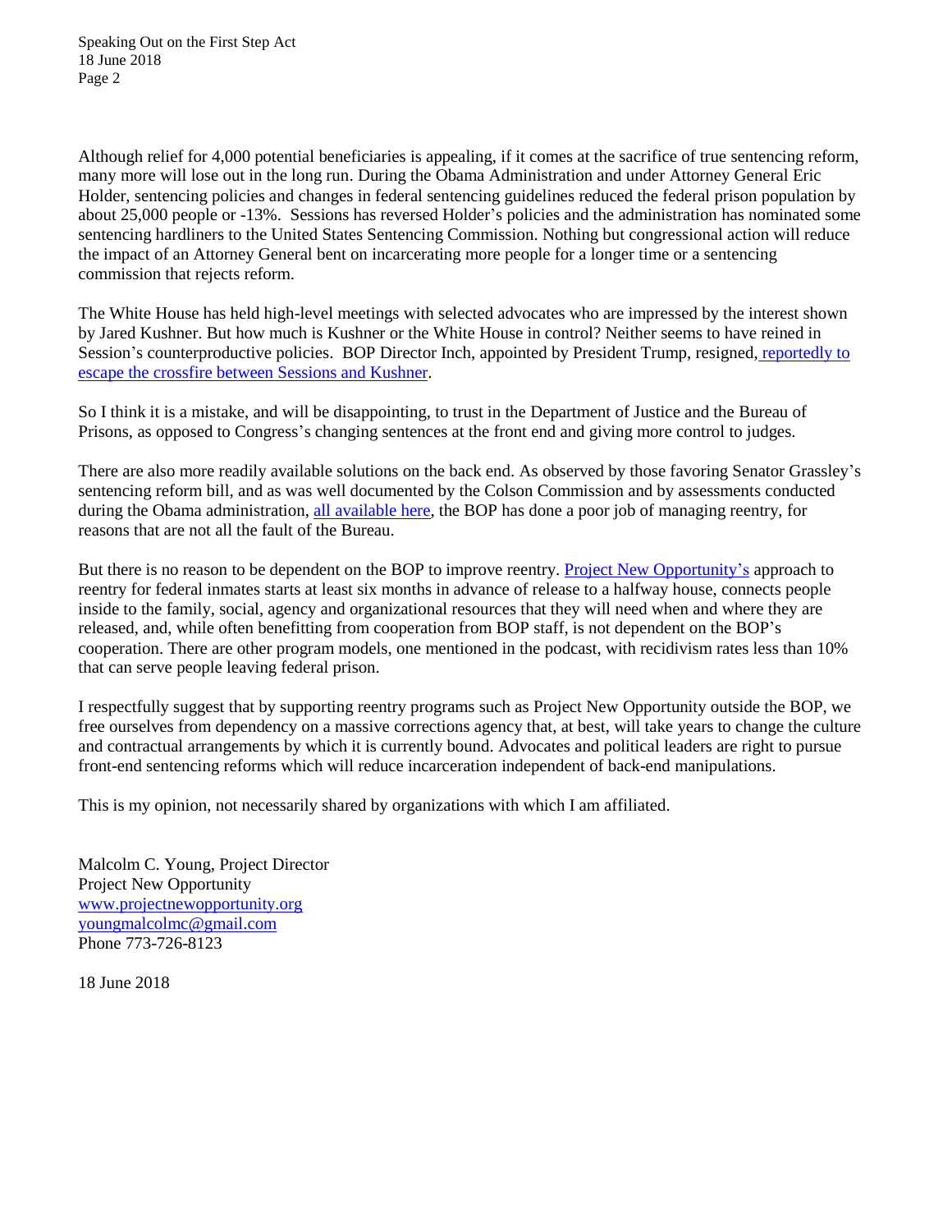Although relief for 4,000 potential beneficiaries is appealing, if it comes at the sacrifice of true sentencing reform, many more will lose out in the long run. During the Obama Administration and under Attorney General Eric Holder, sentencing policies and changes in federal sentencing guidelines reduced the federal prison population by about 25,000 people or -13%. Sessions has reversed Holder's policies and the administration has nominated some sentencing hardliners to the United States Sentencing Commission. Nothing but congressional action will reduce the impact of an Attorney General bent on incarcerating more people for a longer time or a sentencing commission that rejects reform.

The White House has held high-level meetings with selected advocates who are impressed by the interest shown by Jared Kushner. But how much is Kushner or the White House in control? Neither seems to have reined in Session's counterproductive policies. BOP Director Inch, appointed by President Trump, resigned, reportedly to escape the crossfire between Sessions and Kushner.

So I think it is a mistake, and will be disappointing, to trust in the Department of Justice and the Bureau of Prisons, as opposed to Congress's changing sentences at the front end and giving more control to judges.

There are also more readily available solutions on the back end. As observed by those favoring Senator Grassley's sentencing reform bill, and as was well documented by the Colson Commission and by assessments conducted during the Obama administration, all available here, the BOP has done a poor job of managing reentry, for reasons that are not all the fault of the Bureau.

But there is no reason to be dependent on the BOP to improve reentry. Project New Opportunity's approach to reentry for federal inmates starts at least six months in advance of release to a halfway house, connects people inside to the family, social, agency and organizational resources that they will need when and where they are released, and, while often benefitting from cooperation from BOP staff, is not dependent on the BOP's cooperation. There are other program models, one mentioned in the podcast, with recidivism rates less than 10% that can serve people leaving federal prison.

I respectfully suggest that by supporting reentry programs such as Project New Opportunity outside the BOP, we free ourselves from dependency on a massive corrections agency that, at best, will take years to change the culture and contractual arrangements by which it is currently bound. Advocates and political leaders are right to pursue front-end sentencing reforms which will reduce incarceration independent of back-end manipulations.

This is my opinion, not necessarily shared by organizations with which I am affiliated.

Malcolm C. Young, Project Director
Project New Opportunity
www.projectnewopportunity.org
youngmalcolmc@gmail.com
Phone 773-726-8123

18 June 2018